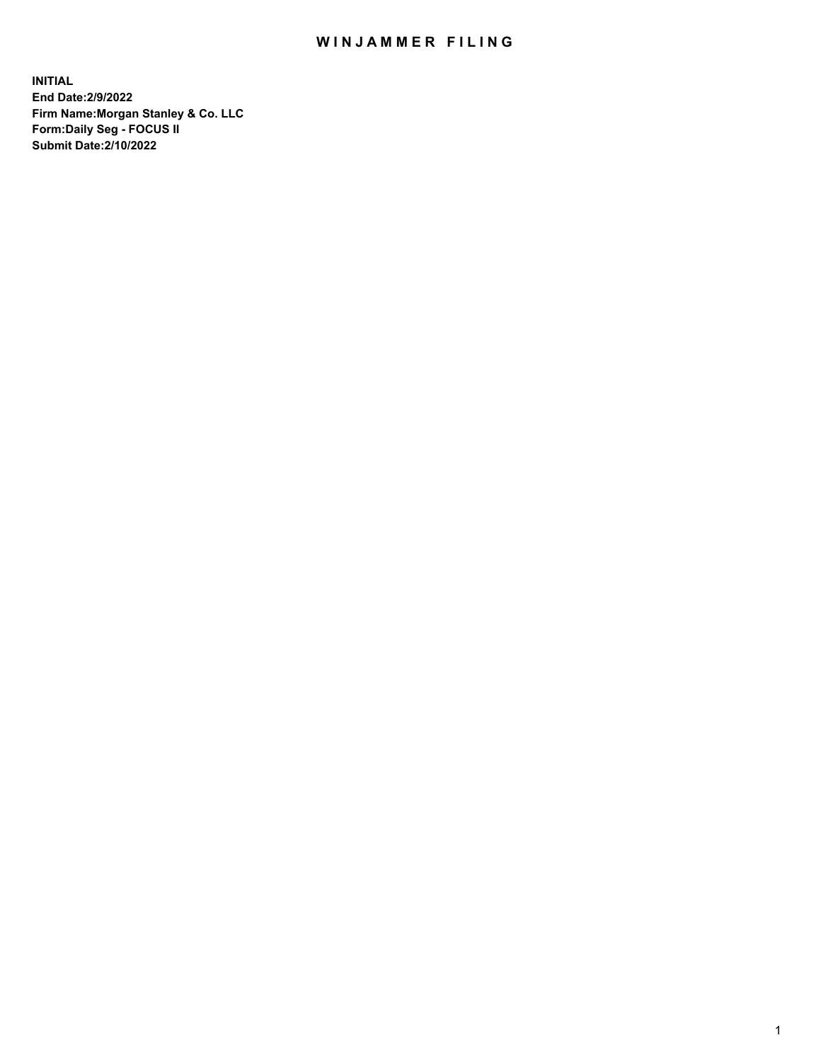# WINJAMMER FILING

**INITIAL**
**End Date:2/9/2022**
**Firm Name:Morgan Stanley & Co. LLC**
**Form:Daily Seg - FOCUS II**
**Submit Date:2/10/2022**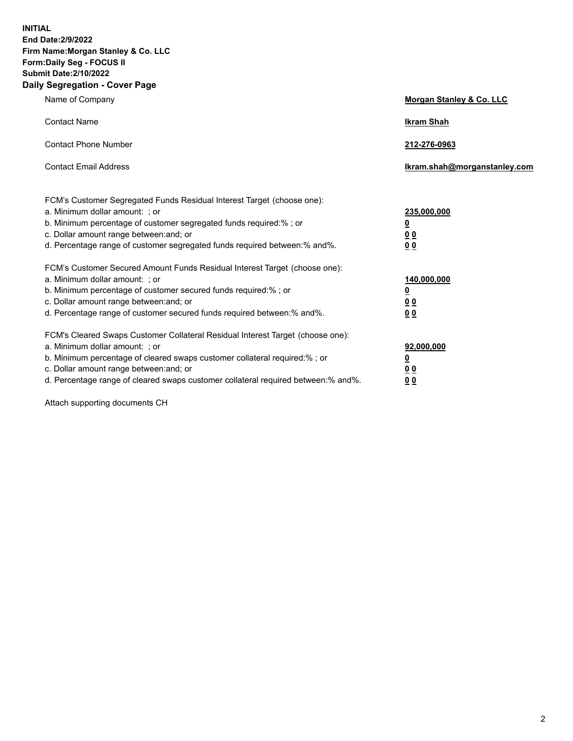**INITIAL**
**End Date:2/9/2022**
**Firm Name:Morgan Stanley & Co. LLC**
**Form:Daily Seg - FOCUS II**
**Submit Date:2/10/2022**

## Daily Segregation - Cover Page

| | |
|---|---|
| Name of Company | **Morgan Stanley & Co. LLC** |
| Contact Name | **Ikram Shah** |
| Contact Phone Number | **212-276-0963** |
| Contact Email Address | **Ikram.shah@morganstanley.com** |

| | |
|---|---|
| FCM's Customer Segregated Funds Residual Interest Target (choose one): | |
| a. Minimum dollar amount: ; or | **235,000,000** |
| b. Minimum percentage of customer segregated funds required:% ; or | **0** |
| c. Dollar amount range between:and; or | **0 0** |
| d. Percentage range of customer segregated funds required between:% and%. | **0 0** |
| FCM's Customer Secured Amount Funds Residual Interest Target (choose one): | |
| a. Minimum dollar amount: ; or | **140,000,000** |
| b. Minimum percentage of customer secured funds required:% ; or | **0** |
| c. Dollar amount range between:and; or | **0 0** |
| d. Percentage range of customer secured funds required between:% and%. | **0 0** |
| FCM's Cleared Swaps Customer Collateral Residual Interest Target (choose one): | |
| a. Minimum dollar amount: ; or | **92,000,000** |
| b. Minimum percentage of cleared swaps customer collateral required:% ; or | **0** |
| c. Dollar amount range between:and; or | **0 0** |
| d. Percentage range of cleared swaps customer collateral required between:% and%. | **0 0** |

Attach supporting documents CH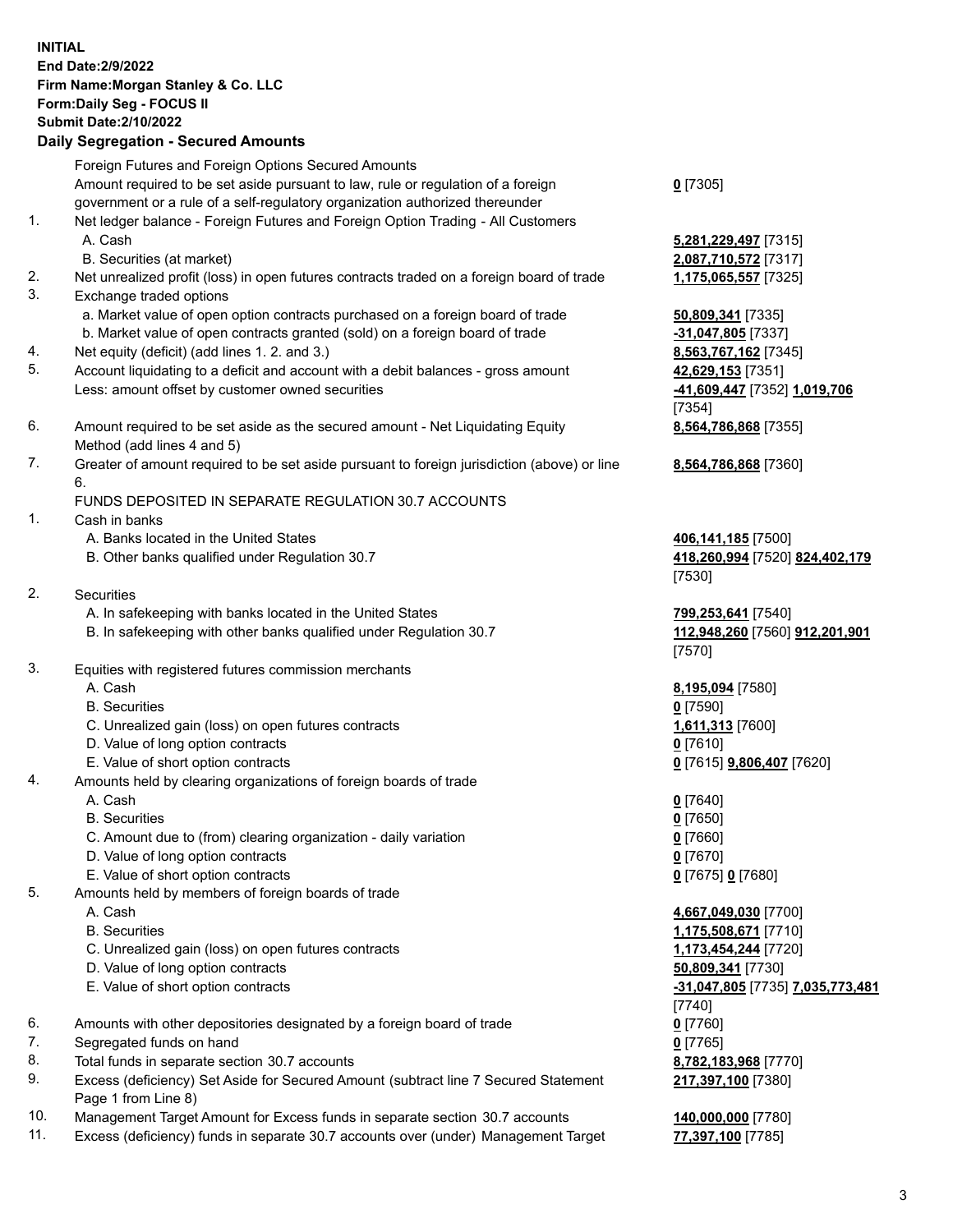**INITIAL**
**End Date:2/9/2022**
**Firm Name:Morgan Stanley & Co. LLC**
**Form:Daily Seg - FOCUS II**
**Submit Date:2/10/2022**

## Daily Segregation - Secured Amounts

| | | |
|---|---|---|
| | Foreign Futures and Foreign Options Secured Amounts | |
| | Amount required to be set aside pursuant to law, rule or regulation of a foreign government or a rule of a self-regulatory organization authorized thereunder | **0** [7305] |
| 1. | Net ledger balance - Foreign Futures and Foreign Option Trading - All Customers | |
| | A. Cash | **5,281,229,497** [7315] |
| | B. Securities (at market) | **2,087,710,572** [7317] |
| 2. | Net unrealized profit (loss) in open futures contracts traded on a foreign board of trade | **1,175,065,557** [7325] |
| 3. | Exchange traded options | |
| | a. Market value of open option contracts purchased on a foreign board of trade | **50,809,341** [7335] |
| | b. Market value of open contracts granted (sold) on a foreign board of trade | **-31,047,805** [7337] |
| 4. | Net equity (deficit) (add lines 1. 2. and 3.) | **8,563,767,162** [7345] |
| 5. | Account liquidating to a deficit and account with a debit balances - gross amount | **42,629,153** [7351] |
| | Less: amount offset by customer owned securities | **-41,609,447** [7352] **1,019,706** [7354] |
| 6. | Amount required to be set aside as the secured amount - Net Liquidating Equity Method (add lines 4 and 5) | **8,564,786,868** [7355] |
| 7. | Greater of amount required to be set aside pursuant to foreign jurisdiction (above) or line 6. | **8,564,786,868** [7360] |
| | FUNDS DEPOSITED IN SEPARATE REGULATION 30.7 ACCOUNTS | |
| 1. | Cash in banks | |
| | A. Banks located in the United States | **406,141,185** [7500] |
| | B. Other banks qualified under Regulation 30.7 | **418,260,994** [7520] **824,402,179** [7530] |
| 2. | Securities | |
| | A. In safekeeping with banks located in the United States | **799,253,641** [7540] |
| | B. In safekeeping with other banks qualified under Regulation 30.7 | **112,948,260** [7560] **912,201,901** [7570] |
| 3. | Equities with registered futures commission merchants | |
| | A. Cash | **8,195,094** [7580] |
| | B. Securities | **0** [7590] |
| | C. Unrealized gain (loss) on open futures contracts | **1,611,313** [7600] |
| | D. Value of long option contracts | **0** [7610] |
| | E. Value of short option contracts | **0** [7615] **9,806,407** [7620] |
| 4. | Amounts held by clearing organizations of foreign boards of trade | |
| | A. Cash | **0** [7640] |
| | B. Securities | **0** [7650] |
| | C. Amount due to (from) clearing organization - daily variation | **0** [7660] |
| | D. Value of long option contracts | **0** [7670] |
| | E. Value of short option contracts | **0** [7675] **0** [7680] |
| 5. | Amounts held by members of foreign boards of trade | |
| | A. Cash | **4,667,049,030** [7700] |
| | B. Securities | **1,175,508,671** [7710] |
| | C. Unrealized gain (loss) on open futures contracts | **1,173,454,244** [7720] |
| | D. Value of long option contracts | **50,809,341** [7730] |
| | E. Value of short option contracts | **-31,047,805** [7735] **7,035,773,481** [7740] |
| 6. | Amounts with other depositories designated by a foreign board of trade | **0** [7760] |
| 7. | Segregated funds on hand | **0** [7765] |
| 8. | Total funds in separate section 30.7 accounts | **8,782,183,968** [7770] |
| 9. | Excess (deficiency) Set Aside for Secured Amount (subtract line 7 Secured Statement Page 1 from Line 8) | **217,397,100** [7380] |
| 10. | Management Target Amount for Excess funds in separate section 30.7 accounts | **140,000,000** [7780] |
| 11. | Excess (deficiency) funds in separate 30.7 accounts over (under) Management Target | **77,397,100** [7785] |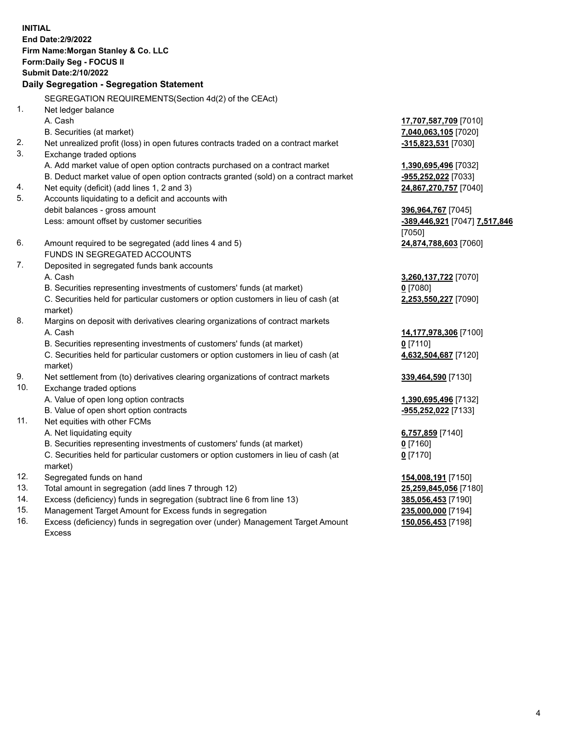**INITIAL**
**End Date:2/9/2022**
**Firm Name:Morgan Stanley & Co. LLC**
**Form:Daily Seg - FOCUS II**
**Submit Date:2/10/2022**

## Daily Segregation - Segregation Statement

SEGREGATION REQUIREMENTS(Section 4d(2) of the CEAct)

| | | |
|---|---|---|
| 1. | Net ledger balance | |
| | A. Cash | **17,707,587,709** [7010] |
| | B. Securities (at market) | **7,040,063,105** [7020] |
| 2. | Net unrealized profit (loss) in open futures contracts traded on a contract market | **-315,823,531** [7030] |
| 3. | Exchange traded options | |
| | A. Add market value of open option contracts purchased on a contract market | **1,390,695,496** [7032] |
| | B. Deduct market value of open option contracts granted (sold) on a contract market | **-955,252,022** [7033] |
| 4. | Net equity (deficit) (add lines 1, 2 and 3) | **24,867,270,757** [7040] |
| 5. | Accounts liquidating to a deficit and accounts with debit balances - gross amount | **396,964,767** [7045] |
| | Less: amount offset by customer securities | **-389,446,921** [7047] **7,517,846** [7050] |
| 6. | Amount required to be segregated (add lines 4 and 5) | **24,874,788,603** [7060] |
| | FUNDS IN SEGREGATED ACCOUNTS | |
| 7. | Deposited in segregated funds bank accounts | |
| | A. Cash | **3,260,137,722** [7070] |
| | B. Securities representing investments of customers' funds (at market) | **0** [7080] |
| | C. Securities held for particular customers or option customers in lieu of cash (at market) | **2,253,550,227** [7090] |
| 8. | Margins on deposit with derivatives clearing organizations of contract markets | |
| | A. Cash | **14,177,978,306** [7100] |
| | B. Securities representing investments of customers' funds (at market) | **0** [7110] |
| | C. Securities held for particular customers or option customers in lieu of cash (at market) | **4,632,504,687** [7120] |
| 9. | Net settlement from (to) derivatives clearing organizations of contract markets | **339,464,590** [7130] |
| 10. | Exchange traded options | |
| | A. Value of open long option contracts | **1,390,695,496** [7132] |
| | B. Value of open short option contracts | **-955,252,022** [7133] |
| 11. | Net equities with other FCMs | |
| | A. Net liquidating equity | **6,757,859** [7140] |
| | B. Securities representing investments of customers' funds (at market) | **0** [7160] |
| | C. Securities held for particular customers or option customers in lieu of cash (at market) | **0** [7170] |
| 12. | Segregated funds on hand | **154,008,191** [7150] |
| 13. | Total amount in segregation (add lines 7 through 12) | **25,259,845,056** [7180] |
| 14. | Excess (deficiency) funds in segregation (subtract line 6 from line 13) | **385,056,453** [7190] |
| 15. | Management Target Amount for Excess funds in segregation | **235,000,000** [7194] |
| 16. | Excess (deficiency) funds in segregation over (under) Management Target Amount Excess | **150,056,453** [7198] |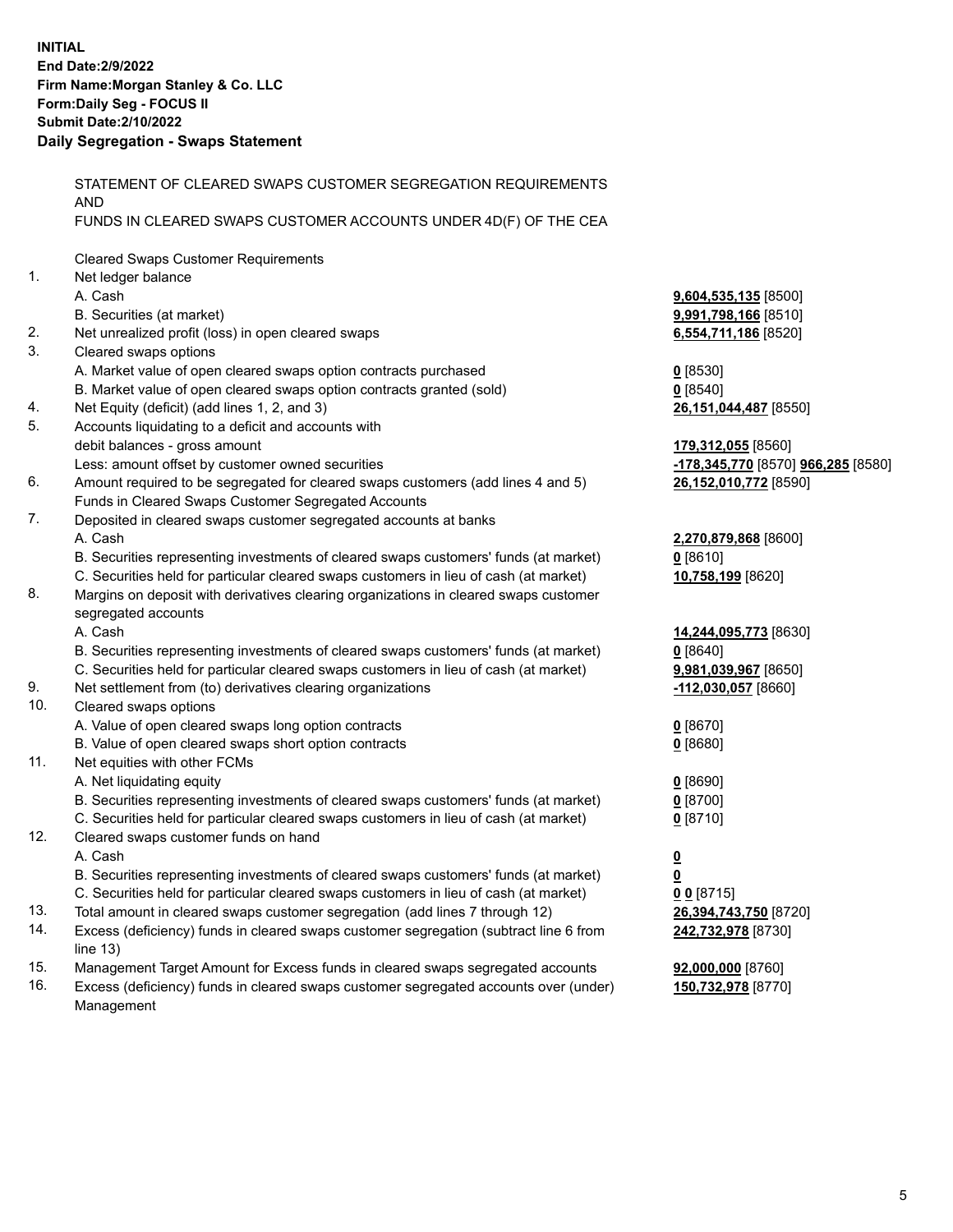**INITIAL**
**End Date:2/9/2022**
**Firm Name:Morgan Stanley & Co. LLC**
**Form:Daily Seg - FOCUS II**
**Submit Date:2/10/2022**
**Daily Segregation - Swaps Statement**

STATEMENT OF CLEARED SWAPS CUSTOMER SEGREGATION REQUIREMENTS AND
FUNDS IN CLEARED SWAPS CUSTOMER ACCOUNTS UNDER 4D(F) OF THE CEA

| | | |
|---|---|---|
| | Cleared Swaps Customer Requirements | |
| 1. | Net ledger balance | |
| | A. Cash | **9,604,535,135** [8500] |
| | B. Securities (at market) | **9,991,798,166** [8510] |
| 2. | Net unrealized profit (loss) in open cleared swaps | **6,554,711,186** [8520] |
| 3. | Cleared swaps options | |
| | A. Market value of open cleared swaps option contracts purchased | **0** [8530] |
| | B. Market value of open cleared swaps option contracts granted (sold) | **0** [8540] |
| 4. | Net Equity (deficit) (add lines 1, 2, and 3) | **26,151,044,487** [8550] |
| 5. | Accounts liquidating to a deficit and accounts with debit balances - gross amount | **179,312,055** [8560] |
| | Less: amount offset by customer owned securities | **-178,345,770** [8570] **966,285** [8580] |
| 6. | Amount required to be segregated for cleared swaps customers (add lines 4 and 5) | **26,152,010,772** [8590] |
| | Funds in Cleared Swaps Customer Segregated Accounts | |
| 7. | Deposited in cleared swaps customer segregated accounts at banks | |
| | A. Cash | **2,270,879,868** [8600] |
| | B. Securities representing investments of cleared swaps customers' funds (at market) | **0** [8610] |
| | C. Securities held for particular cleared swaps customers in lieu of cash (at market) | **10,758,199** [8620] |
| 8. | Margins on deposit with derivatives clearing organizations in cleared swaps customer segregated accounts | |
| | A. Cash | **14,244,095,773** [8630] |
| | B. Securities representing investments of cleared swaps customers' funds (at market) | **0** [8640] |
| | C. Securities held for particular cleared swaps customers in lieu of cash (at market) | **9,981,039,967** [8650] |
| 9. | Net settlement from (to) derivatives clearing organizations | **-112,030,057** [8660] |
| 10. | Cleared swaps options | |
| | A. Value of open cleared swaps long option contracts | **0** [8670] |
| | B. Value of open cleared swaps short option contracts | **0** [8680] |
| 11. | Net equities with other FCMs | |
| | A. Net liquidating equity | **0** [8690] |
| | B. Securities representing investments of cleared swaps customers' funds (at market) | **0** [8700] |
| | C. Securities held for particular cleared swaps customers in lieu of cash (at market) | **0** [8710] |
| 12. | Cleared swaps customer funds on hand | |
| | A. Cash | **0** |
| | B. Securities representing investments of cleared swaps customers' funds (at market) | **0** |
| | C. Securities held for particular cleared swaps customers in lieu of cash (at market) | **0** **0** [8715] |
| 13. | Total amount in cleared swaps customer segregation (add lines 7 through 12) | **26,394,743,750** [8720] |
| 14. | Excess (deficiency) funds in cleared swaps customer segregation (subtract line 6 from line 13) | **242,732,978** [8730] |
| 15. | Management Target Amount for Excess funds in cleared swaps segregated accounts | **92,000,000** [8760] |
| 16. | Excess (deficiency) funds in cleared swaps customer segregated accounts over (under) Management | **150,732,978** [8770] |